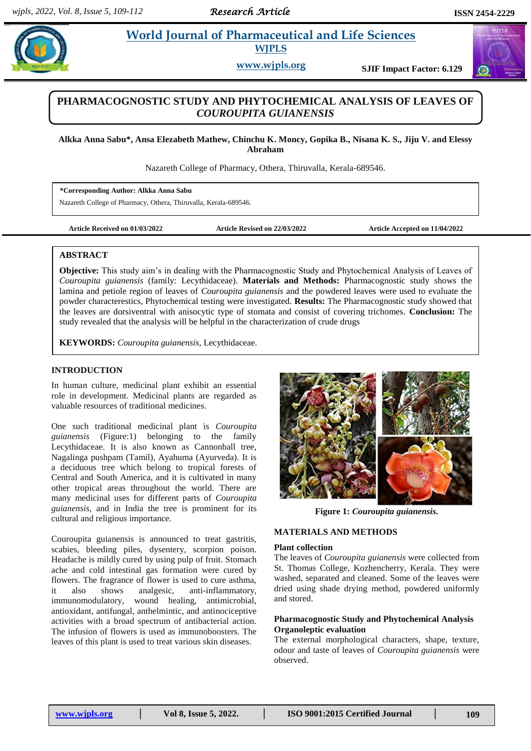# PHARMACOGNOSTIC STUDY AND PHYTOCHEMICAL ANALYSIS OF LEAVES OF *COUROUPITA GUIANENSIS*

**Alkka Anna Sabu\*, Ansa Elezabeth Mathew, Chinchu K. Moncy, Gopika B., Nisana K. S., Jiju V. and Elessy Abraham**

Nazareth College of Pharmacy, Othera, Thiruvalla, Kerala-689546.

**\*Corresponding Author: Alkka Anna Sabu**
Nazareth College of Pharmacy, Othera, Thiruvalla, Kerala-689546.

**Article Received on 01/03/2022** | **Article Revised on 22/03/2022** | **Article Accepted on 11/04/2022**

## ABSTRACT

**Objective:** This study aim's in dealing with the Pharmacognostic Study and Phytochemical Analysis of Leaves of *Couroupita guianensis* (family: Lecythidaceae). **Materials and Methods:** Pharmacognostic study shows the lamina and petiole region of leaves of *Couroupita guianensis* and the powdered leaves were used to evaluate the powder characterestics, Phytochemical testing were investigated. **Results:** The Pharmacognostic study showed that the leaves are dorsiventral with anisocytic type of stomata and consist of covering trichomes. **Conclusion:** The study revealed that the analysis will be helpful in the characterization of crude drugs

**KEYWORDS:** *Couroupita guianensis*, Lecythidaceae.

## INTRODUCTION

In human culture, medicinal plant exhibit an essential role in development. Medicinal plants are regarded as valuable resources of traditional medicines.

One such traditional medicinal plant is *Couroupita guianensis* (Figure:1) belonging to the family Lecythidaceae. It is also known as Cannonball tree, Nagalinga pushpam (Tamil), Ayahuma (Ayurveda). It is a deciduous tree which belong to tropical forests of Central and South America, and it is cultivated in many other tropical areas throughout the world. There are many medicinal uses for different parts of *Couroupita guianensis*, and in India the tree is prominent for its cultural and religious importance.

Couroupita guianensis is announced to treat gastritis, scabies, bleeding piles, dysentery, scorpion poison. Headache is mildly cured by using pulp of fruit. Stomach ache and cold intestinal gas formation were cured by flowers. The fragrance of flower is used to cure asthma, it also shows analgesic, anti-inflammatory, immunomodulatory, wound healing, antimicrobial, antioxidant, antifungal, anthelmintic, and antinociceptive activities with a broad spectrum of antibacterial action. The infusion of flowers is used as immunoboosters. The leaves of this plant is used to treat various skin diseases.

**Figure 1:** ***Couroupita guianensis.***

## MATERIALS AND METHODS

### Plant collection

The leaves of *Couroupita guianensis* were collected from St. Thomas College, Kozhencherry, Kerala. They were washed, separated and cleaned. Some of the leaves were dried using shade drying method, powdered uniformly and stored.

### Pharmacognostic Study and Phytochemical Analysis

### Organoleptic evaluation

The external morphological characters, shape, texture, odour and taste of leaves of *Couroupita guianensis* were observed.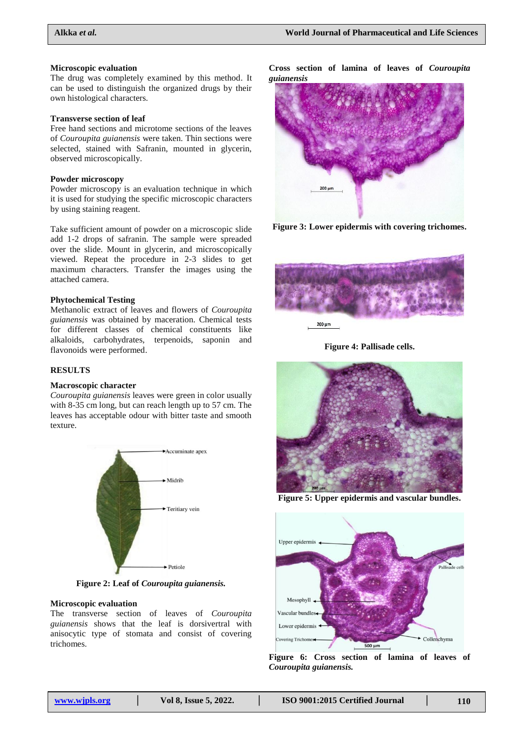### Microscopic evaluation

The drug was completely examined by this method. It can be used to distinguish the organized drugs by their own histological characters.

### Transverse section of leaf

Free hand sections and microtome sections of the leaves of *Couroupita guianensis* were taken. Thin sections were selected, stained with Safranin, mounted in glycerin, observed microscopically.

### Powder microscopy

Powder microscopy is an evaluation technique in which it is used for studying the specific microscopic characters by using staining reagent.

Take sufficient amount of powder on a microscopic slide add 1-2 drops of safranin. The sample were spreaded over the slide. Mount in glycerin, and microscopically viewed. Repeat the procedure in 2-3 slides to get maximum characters. Transfer the images using the attached camera.

### Phytochemical Testing

Methanolic extract of leaves and flowers of *Couroupita guianensis* was obtained by maceration. Chemical tests for different classes of chemical constituents like alkaloids, carbohydrates, terpenoids, saponin and flavonoids were performed.

## RESULTS

### Macroscopic character

*Couroupita guianensis* leaves were green in color usually with 8-35 cm long, but can reach length up to 57 cm. The leaves has acceptable odour with bitter taste and smooth texture.

Accuminate apex

Midrib

Teritiary vein

Petiole

**Figure 2: Leaf of *Couroupita guianensis.***

### Microscopic evaluation

The transverse section of leaves of *Couroupita guianensis* shows that the leaf is dorsivertral with anisocytic type of stomata and consist of covering trichomes.

**Cross section of lamina of leaves of *Couroupita guianensis***

200 µm

**Figure 3: Lower epidermis with covering trichomes.**

200 µm

**Figure 4: Pallisade cells.**

200 µm

**Figure 5: Upper epidermis and vascular bundles.**

Upper epidermis

Pallisade cell

Mesophyll

Vascular bundles

Lower epidermis

Covering Trichomes

Collenchyma

500 µm

**Figure 6: Cross section of lamina of leaves of *Couroupita guianensis.***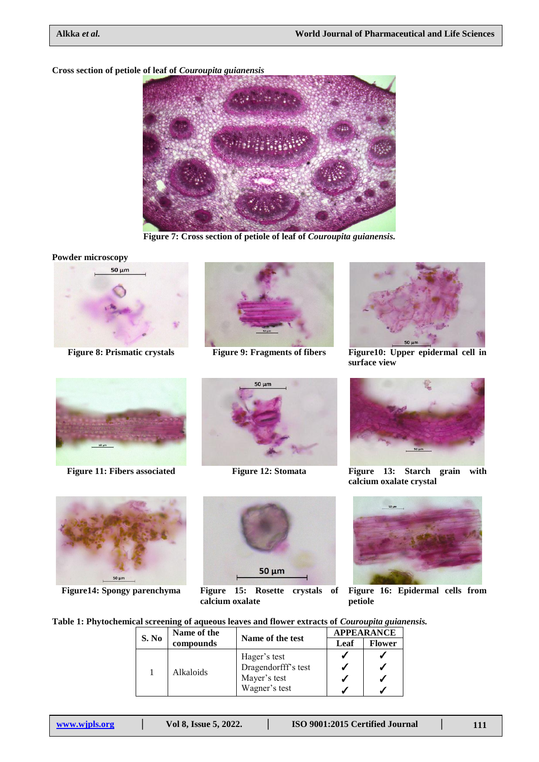**Cross section of petiole of leaf of *Couroupita guianensis***

**Figure 7: Cross section of petiole of leaf of *Couroupita guianensis.***

**Powder microscopy**

**Figure 8: Prismatic crystals**

**Figure 9: Fragments of fibers**

**Figure10: Upper epidermal cell in surface view**

**Figure 11: Fibers associated**

**Figure 12: Stomata**

**Figure 13: Starch grain with calcium oxalate crystal**

**Figure14: Spongy parenchyma**

**Figure 15: Rosette crystals of calcium oxalate**

**Figure 16: Epidermal cells from petiole**

**Table 1: Phytochemical screening of aqueous leaves and flower extracts of *Couroupita guianensis.***

| S. No | Name of the compounds | Name of the test | APPEARANCE | |
|---|---|---|---|---|
| | | | Leaf | Flower |
| 1 | Alkaloids | Hager's test | ✓ | ✓ |
| | | Dragendorfff's test | ✓ | ✓ |
| | | Mayer's test | ✓ | ✓ |
| | | Wagner's test | ✓ | ✓ |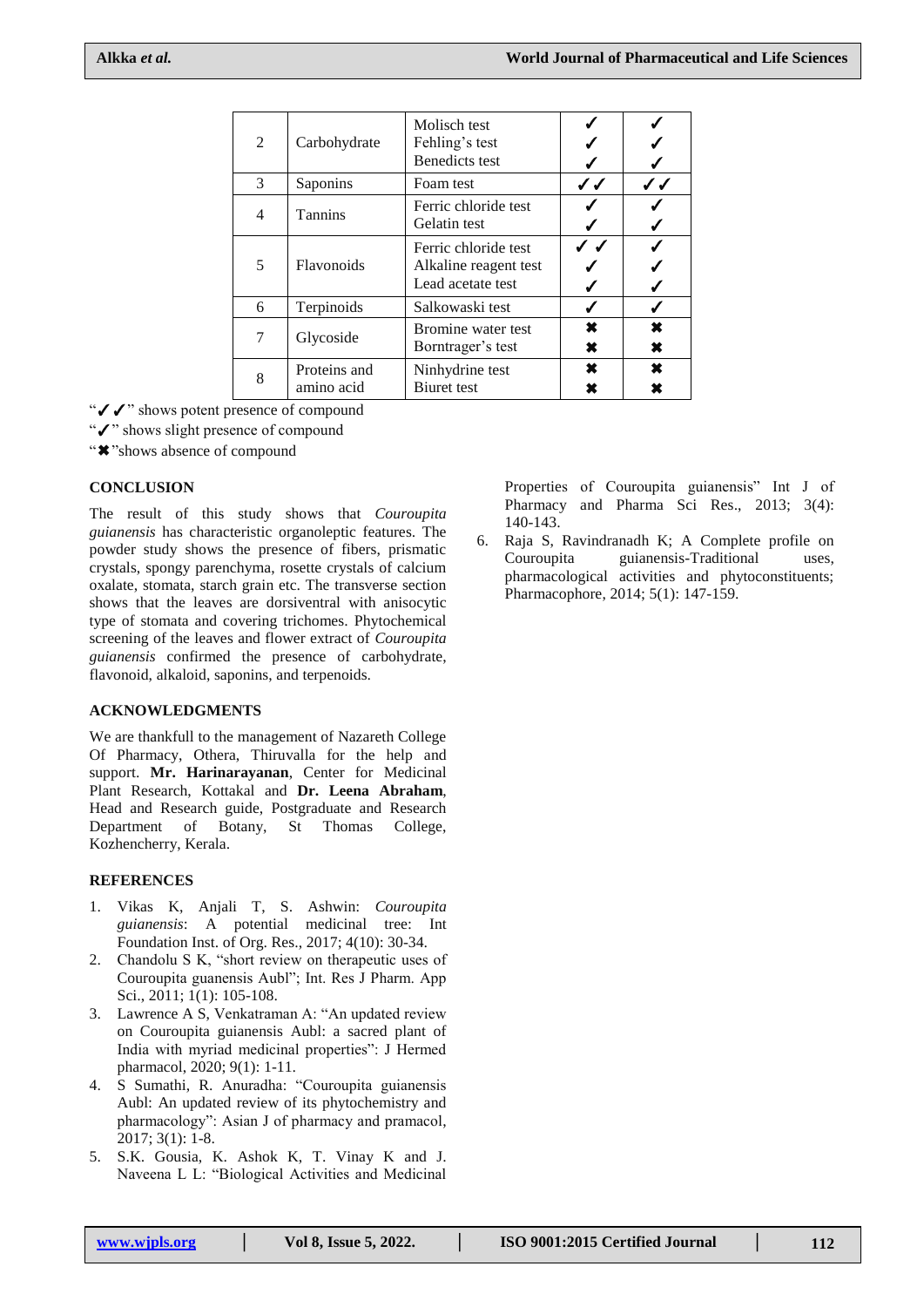| | | | | |
|---|---|---|---|---|
| 2 | Carbohydrate | Molisch test<br>Fehling's test<br>Benedicts test | ✓<br>✓<br>✓ | ✓<br>✓<br>✓ |
| 3 | Saponins | Foam test | ✓✓ | ✓✓ |
| 4 | Tannins | Ferric chloride test<br>Gelatin test | ✓<br>✓ | ✓<br>✓ |
| 5 | Flavonoids | Ferric chloride test<br>Alkaline reagent test<br>Lead acetate test | ✓✓<br>✓<br>✓ | ✓<br>✓<br>✓ |
| 6 | Terpinoids | Salkowaski test | ✓ | ✓ |
| 7 | Glycoside | Bromine water test<br>Borntrager's test | ✖<br>✖ | ✖<br>✖ |
| 8 | Proteins and amino acid | Ninhydrine test<br>Biuret test | ✖<br>✖ | ✖<br>✖ |

"✓✓" shows potent presence of compound

"✓" shows slight presence of compound

"✖"shows absence of compound

## CONCLUSION

The result of this study shows that *Couroupita guianensis* has characteristic organoleptic features. The powder study shows the presence of fibers, prismatic crystals, spongy parenchyma, rosette crystals of calcium oxalate, stomata, starch grain etc. The transverse section shows that the leaves are dorsiventral with anisocytic type of stomata and covering trichomes. Phytochemical screening of the leaves and flower extract of *Couroupita guianensis* confirmed the presence of carbohydrate, flavonoid, alkaloid, saponins, and terpenoids.

## ACKNOWLEDGMENTS

We are thankfull to the management of Nazareth College Of Pharmacy, Othera, Thiruvalla for the help and support. **Mr. Harinarayanan**, Center for Medicinal Plant Research, Kottakal and **Dr. Leena Abraham**, Head and Research guide, Postgraduate and Research Department of Botany, St Thomas College, Kozhencherry, Kerala.

## REFERENCES

1. Vikas K, Anjali T, S. Ashwin: *Couroupita guianensis*: A potential medicinal tree: Int Foundation Inst. of Org. Res., 2017; 4(10): 30-34.
2. Chandolu S K, "short review on therapeutic uses of Couroupita guanensis Aubl"; Int. Res J Pharm. App Sci., 2011; 1(1): 105-108.
3. Lawrence A S, Venkatraman A: "An updated review on Couroupita guianensis Aubl: a sacred plant of India with myriad medicinal properties": J Hermed pharmacol, 2020; 9(1): 1-11.
4. S Sumathi, R. Anuradha: "Couroupita guianensis Aubl: An updated review of its phytochemistry and pharmacology": Asian J of pharmacy and pramacol, 2017; 3(1): 1-8.
5. S.K. Gousia, K. Ashok K, T. Vinay K and J. Naveena L L: "Biological Activities and Medicinal Properties of Couroupita guianensis" Int J of Pharmacy and Pharma Sci Res., 2013; 3(4): 140-143.
6. Raja S, Ravindranadh K; A Complete profile on Couroupita guianensis-Traditional uses, pharmacological activities and phytoconstituents; Pharmacophore, 2014; 5(1): 147-159.